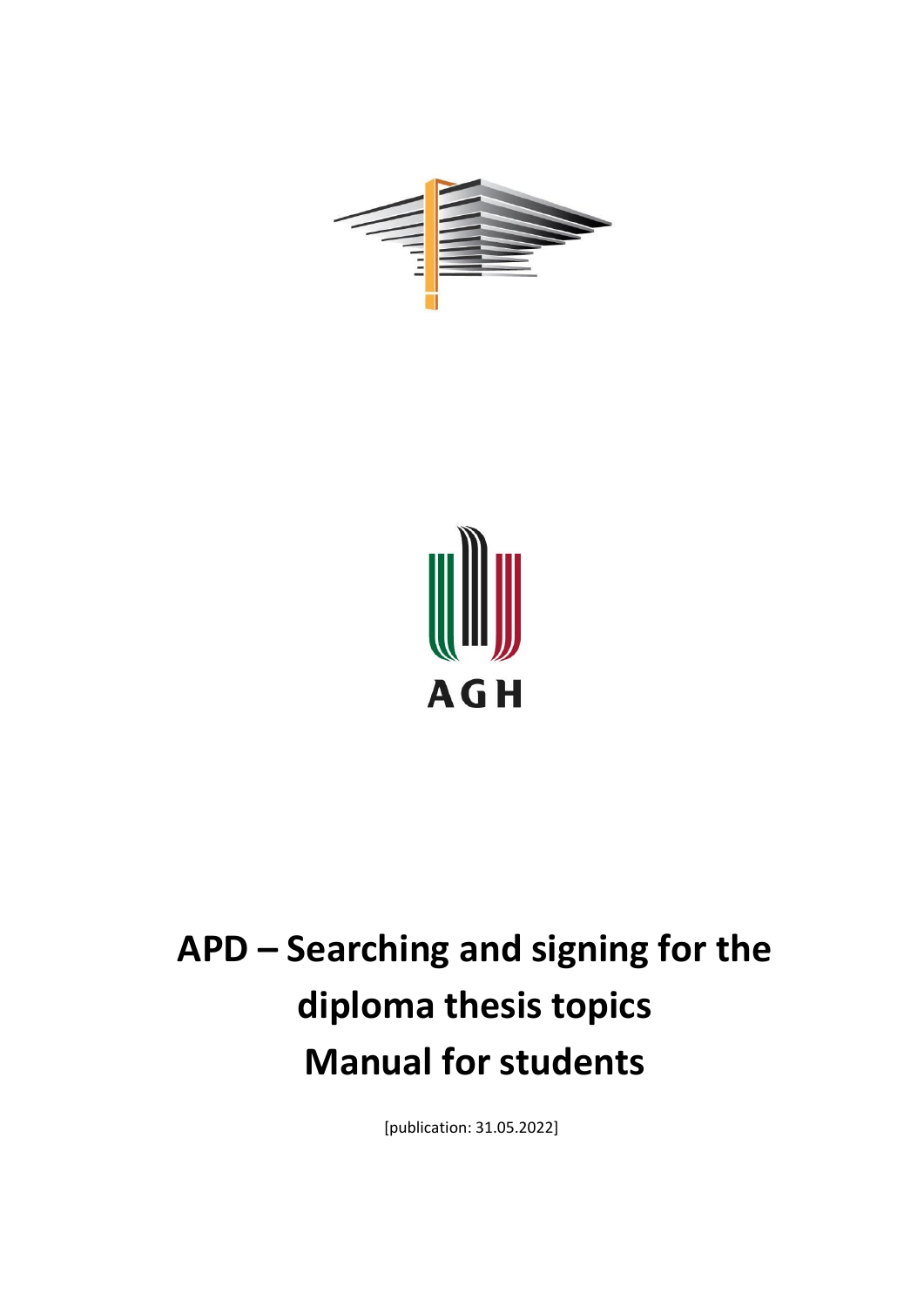AGH

# APD – Searching and signing for the diploma thesis topics Manual for students

[publication: 31.05.2022]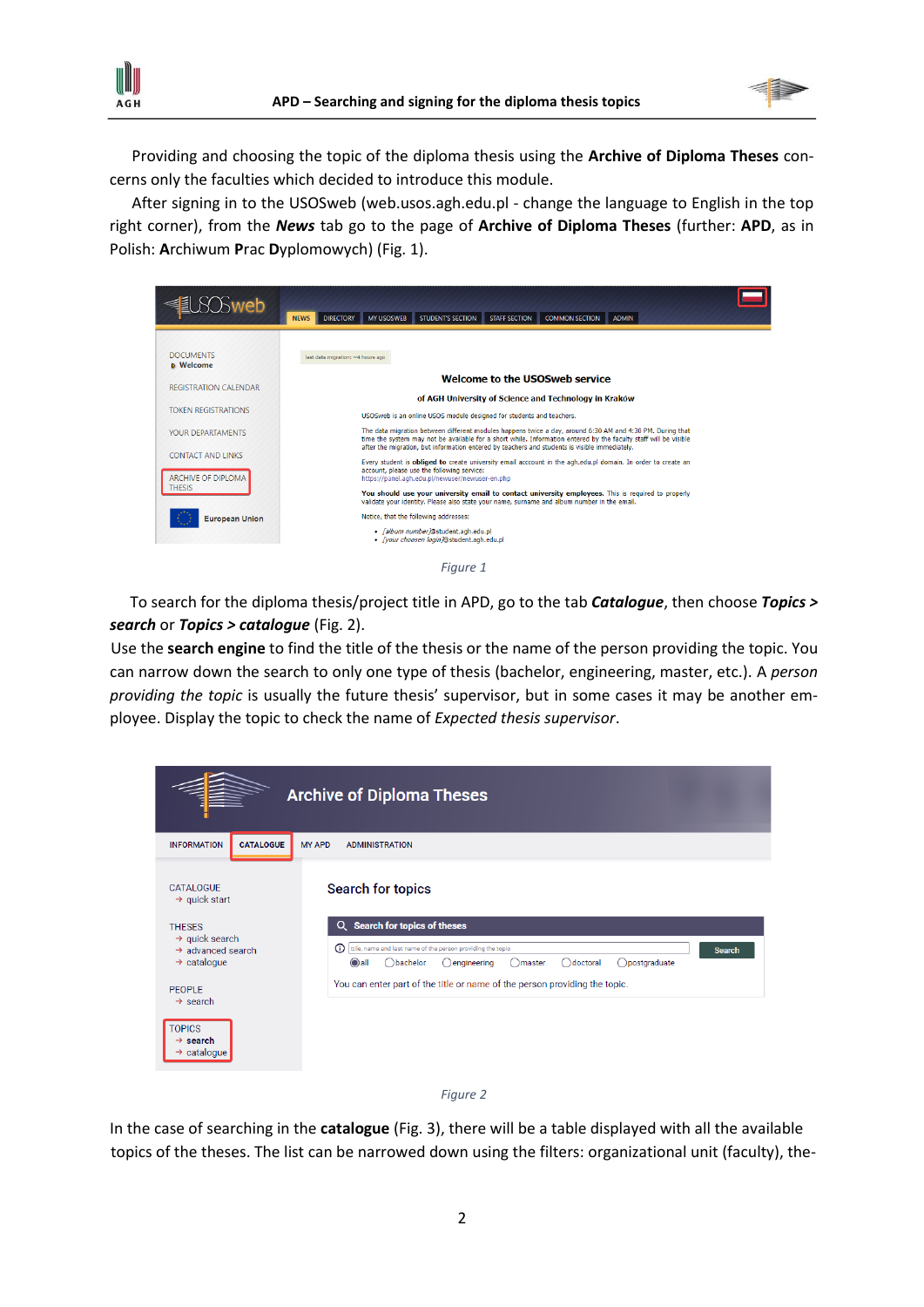Providing and choosing the topic of the diploma thesis using the **Archive of Diploma Theses** concerns only the faculties which decided to introduce this module.

After signing in to the USOSweb (web.usos.agh.edu.pl - change the language to English in the top right corner), from the ***News*** tab go to the page of **Archive of Diploma Theses** (further: **APD**, as in Polish: **A**rchiwum **P**rac **D**yplomowych) (Fig. 1).

*Figure 1*

To search for the diploma thesis/project title in APD, go to the tab ***Catalogue***, then choose ***Topics > search*** or ***Topics > catalogue*** (Fig. 2).

Use the **search engine** to find the title of the thesis or the name of the person providing the topic. You can narrow down the search to only one type of thesis (bachelor, engineering, master, etc.). A *person providing the topic* is usually the future thesis' supervisor, but in some cases it may be another employee. Display the topic to check the name of *Expected thesis supervisor*.

*Figure 2*

In the case of searching in the **catalogue** (Fig. 3), there will be a table displayed with all the available topics of the theses. The list can be narrowed down using the filters: organizational unit (faculty), the-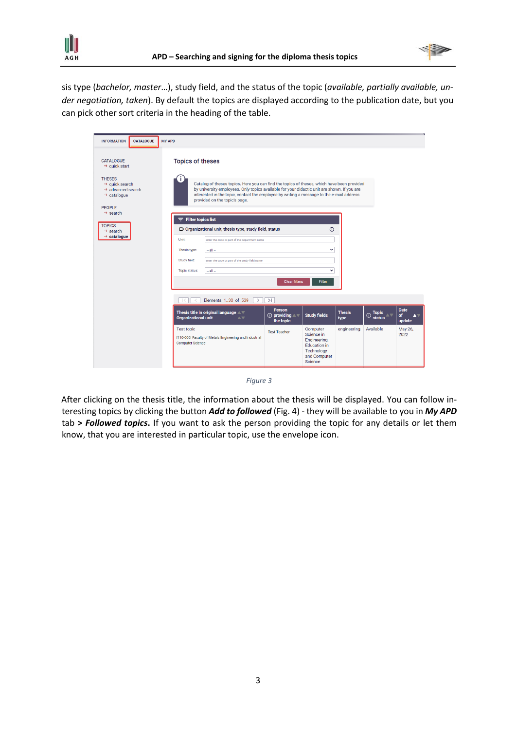sis type (*bachelor, master*…), study field, and the status of the topic (*available, partially available, under negotiation, taken*). By default the topics are displayed according to the publication date, but you can pick other sort criteria in the heading of the table.

*Figure 3*

After clicking on the thesis title, the information about the thesis will be displayed. You can follow interesting topics by clicking the button ***Add to followed*** (Fig. 4) - they will be available to you in ***My APD*** tab **>** ***Followed topics*.** If you want to ask the person providing the topic for any details or let them know, that you are interested in particular topic, use the envelope icon.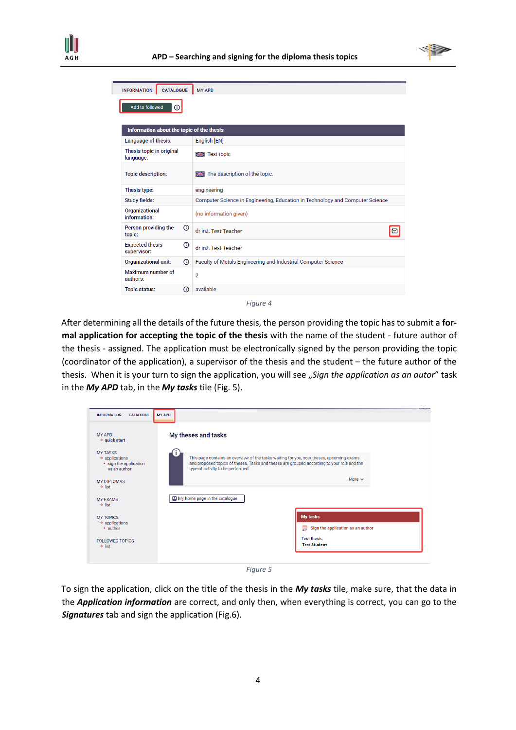Figure 4

After determining all the details of the future thesis, the person providing the topic has to submit a **formal application for accepting the topic of the thesis** with the name of the student - future author of the thesis - assigned. The application must be electronically signed by the person providing the topic (coordinator of the application), a supervisor of the thesis and the student – the future author of the thesis. When it is your turn to sign the application, you will see *„Sign the application as an autor*" task in the ***My APD*** tab, in the ***My tasks*** tile (Fig. 5).

Figure 5

To sign the application, click on the title of the thesis in the ***My tasks*** tile, make sure, that the data in the ***Application information*** are correct, and only then, when everything is correct, you can go to the ***Signatures*** tab and sign the application (Fig.6).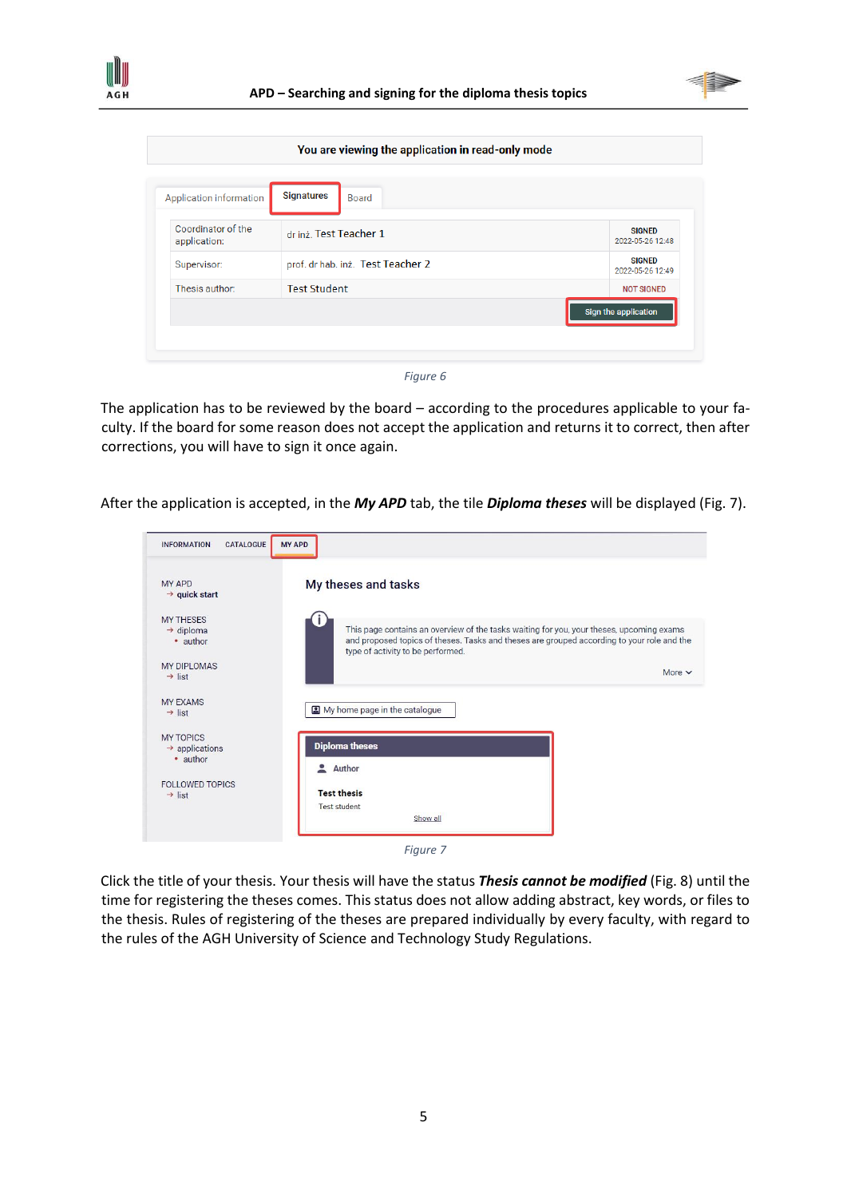Figure 6

The application has to be reviewed by the board – according to the procedures applicable to your faculty. If the board for some reason does not accept the application and returns it to correct, then after corrections, you will have to sign it once again.

After the application is accepted, in the ***My APD*** tab, the tile ***Diploma theses*** will be displayed (Fig. 7).

Figure 7

Click the title of your thesis. Your thesis will have the status ***Thesis cannot be modified*** (Fig. 8) until the time for registering the theses comes. This status does not allow adding abstract, key words, or files to the thesis. Rules of registering of the theses are prepared individually by every faculty, with regard to the rules of the AGH University of Science and Technology Study Regulations.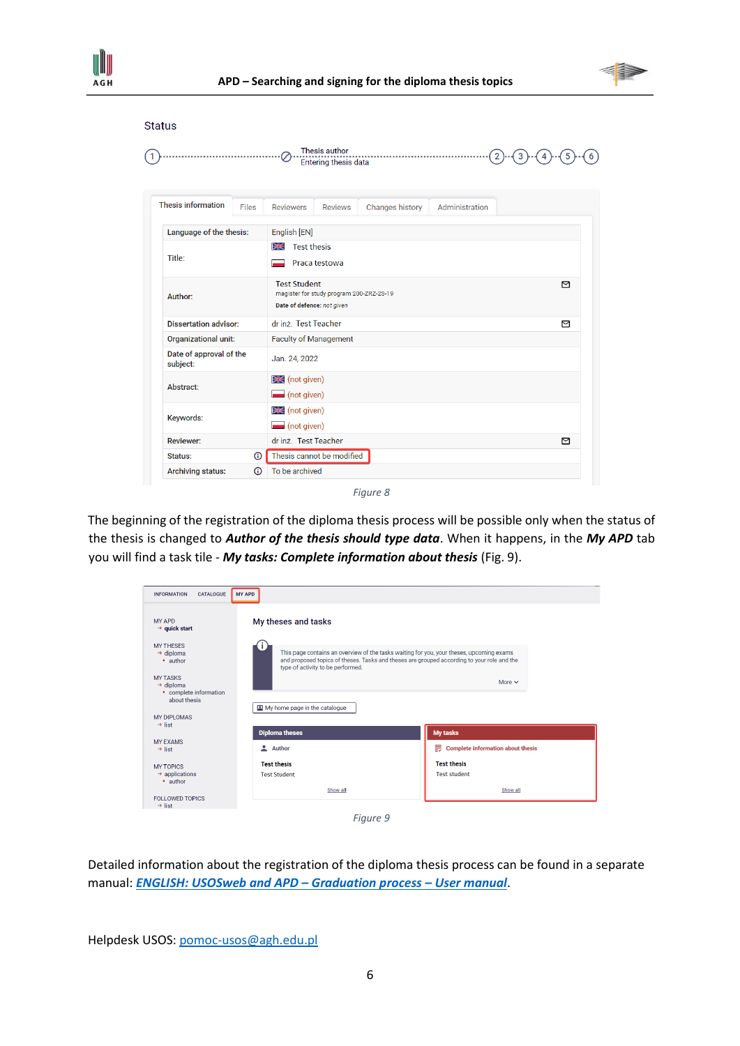Status

1 ⊘ Thesis author — Entering thesis data 2 3 4 5 6

Thesis information | Files | Reviewers | Reviews | Changes history | Administration

| | |
|---|---|
| Language of the thesis: | English [EN] |
| Title: | Test thesis<br>Praca testowa |
| Author: | Test Student<br>magister for study program 200-ZRZ-2S-19<br>Date of defence: not given |
| Dissertation advisor: | dr inż. Test Teacher |
| Organizational unit: | Faculty of Management |
| Date of approval of the subject: | Jan. 24, 2022 |
| Abstract: | (not given)<br>(not given) |
| Keywords: | (not given)<br>(not given) |
| Reviewer: | dr inż. Test Teacher |
| Status: | Thesis cannot be modified |
| Archiving status: | To be archived |

*Figure 8*

The beginning of the registration of the diploma thesis process will be possible only when the status of the thesis is changed to ***Author of the thesis should type data***. When it happens, in the ***My APD*** tab you will find a task tile - ***My tasks: Complete information about thesis*** (Fig. 9).

INFORMATION | CATALOGUE | MY APD

MY APD
→ quick start

MY THESES
→ diploma
• author

MY TASKS
→ diploma
• complete information about thesis

MY DIPLOMAS
→ list

MY EXAMS
→ list

MY TOPICS
→ applications
• author

FOLLOWED TOPICS
→ list

My theses and tasks

This page contains an overview of the tasks waiting for you, your theses, upcoming exams and proposed topics of theses. Tasks and theses are grouped according to your role and the type of activity to be performed.

More

My home page in the catalogue

Diploma theses
Author
Test thesis
Test Student
Show all

My tasks
Complete information about thesis
Test thesis
Test student
Show all

*Figure 9*

Detailed information about the registration of the diploma thesis process can be found in a separate manual: ***ENGLISH: USOSweb and APD – Graduation process – User manual***.

Helpdesk USOS: pomoc-usos@agh.edu.pl